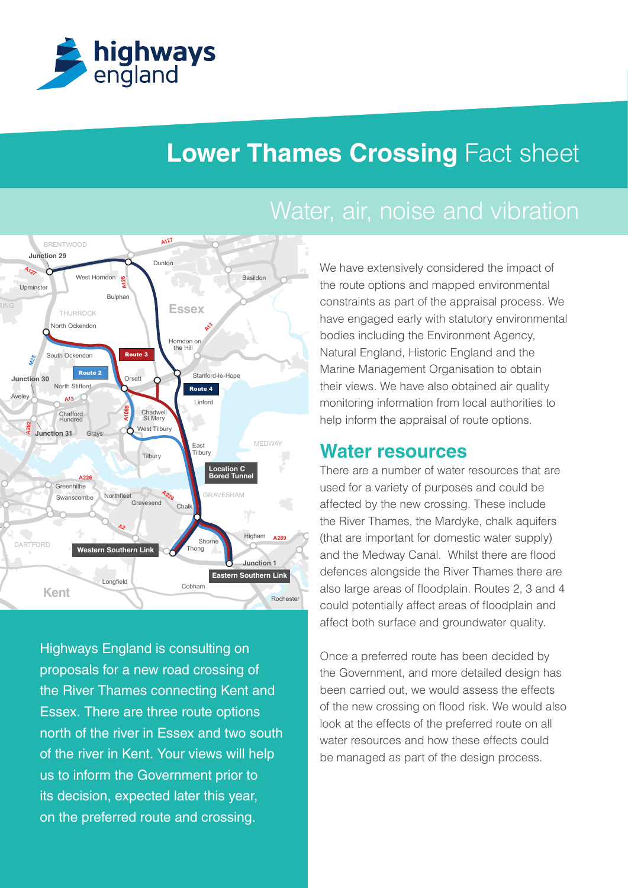# Lower Thames Crossing Fact sheet

## Water, air, noise and vibration

Highways England is consulting on proposals for a new road crossing of the River Thames connecting Kent and Essex. There are three route options north of the river in Essex and two south of the river in Kent. Your views will help us to inform the Government prior to its decision, expected later this year, on the preferred route and crossing.

We have extensively considered the impact of the route options and mapped environmental constraints as part of the appraisal process. We have engaged early with statutory environmental bodies including the Environment Agency, Natural England, Historic England and the Marine Management Organisation to obtain their views. We have also obtained air quality monitoring information from local authorities to help inform the appraisal of route options.

## Water resources

There are a number of water resources that are used for a variety of purposes and could be affected by the new crossing. These include the River Thames, the Mardyke, chalk aquifers (that are important for domestic water supply) and the Medway Canal. Whilst there are flood defences alongside the River Thames there are also large areas of floodplain. Routes 2, 3 and 4 could potentially affect areas of floodplain and affect both surface and groundwater quality.

Once a preferred route has been decided by the Government, and more detailed design has been carried out, we would assess the effects of the new crossing on flood risk. We would also look at the effects of the preferred route on all water resources and how these effects could be managed as part of the design process.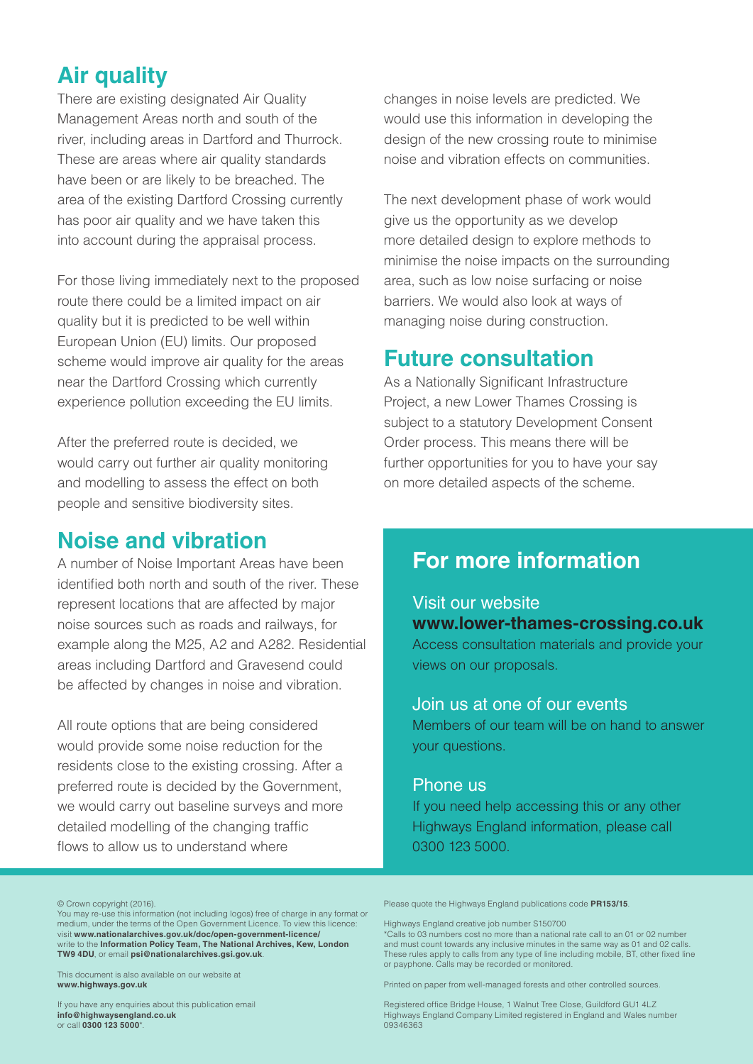## Air quality

There are existing designated Air Quality Management Areas north and south of the river, including areas in Dartford and Thurrock. These are areas where air quality standards have been or are likely to be breached. The area of the existing Dartford Crossing currently has poor air quality and we have taken this into account during the appraisal process.

For those living immediately next to the proposed route there could be a limited impact on air quality but it is predicted to be well within European Union (EU) limits. Our proposed scheme would improve air quality for the areas near the Dartford Crossing which currently experience pollution exceeding the EU limits.

After the preferred route is decided, we would carry out further air quality monitoring and modelling to assess the effect on both people and sensitive biodiversity sites.

## Noise and vibration

A number of Noise Important Areas have been identified both north and south of the river. These represent locations that are affected by major noise sources such as roads and railways, for example along the M25, A2 and A282. Residential areas including Dartford and Gravesend could be affected by changes in noise and vibration.

All route options that are being considered would provide some noise reduction for the residents close to the existing crossing. After a preferred route is decided by the Government, we would carry out baseline surveys and more detailed modelling of the changing traffic flows to allow us to understand where changes in noise levels are predicted. We would use this information in developing the design of the new crossing route to minimise noise and vibration effects on communities.

The next development phase of work would give us the opportunity as we develop more detailed design to explore methods to minimise the noise impacts on the surrounding area, such as low noise surfacing or noise barriers. We would also look at ways of managing noise during construction.

## Future consultation

As a Nationally Significant Infrastructure Project, a new Lower Thames Crossing is subject to a statutory Development Consent Order process. This means there will be further opportunities for you to have your say on more detailed aspects of the scheme.

## For more information

### Visit our website
**www.lower-thames-crossing.co.uk**

Access consultation materials and provide your views on our proposals.

### Join us at one of our events

Members of our team will be on hand to answer your questions.

### Phone us

If you need help accessing this or any other Highways England information, please call 0300 123 5000.

© Crown copyright (2016).
You may re-use this information (not including logos) free of charge in any format or medium, under the terms of the Open Government Licence. To view this licence: visit **www.nationalarchives.gov.uk/doc/open-government-licence/** write to the **Information Policy Team, The National Archives, Kew, London TW9 4DU**, or email **psi@nationalarchives.gsi.gov.uk**.

This document is also available on our website at **www.highways.gov.uk**

If you have any enquiries about this publication email **info@highwaysengland.co.uk** or call **0300 123 5000***.

Please quote the Highways England publications code **PR153/15**.

Highways England creative job number S150700
*Calls to 03 numbers cost no more than a national rate call to an 01 or 02 number and must count towards any inclusive minutes in the same way as 01 and 02 calls. These rules apply to calls from any type of line including mobile, BT, other fixed line or payphone. Calls may be recorded or monitored.

Printed on paper from well-managed forests and other controlled sources.

Registered office Bridge House, 1 Walnut Tree Close, Guildford GU1 4LZ
Highways England Company Limited registered in England and Wales number 09346363